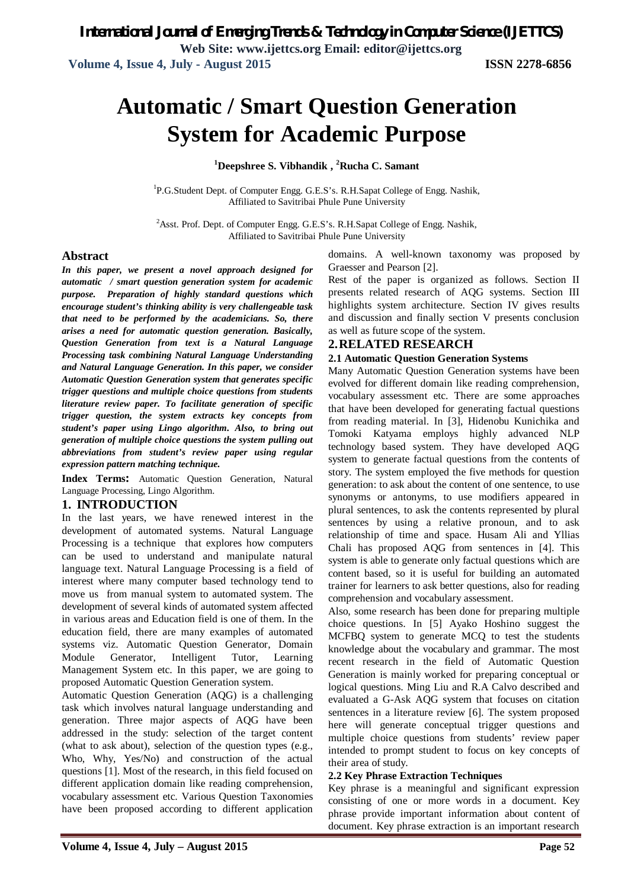# Automatic / Smart Question Generation System for Academic Purpose

**[1]Deepshree S. Vibhandik , [2]Rucha C. Samant**

[1]P.G.Student Dept. of Computer Engg. G.E.S's. R.H.Sapat College of Engg. Nashik, Affiliated to Savitribai Phule Pune University

[2]Asst. Prof. Dept. of Computer Engg. G.E.S's. R.H.Sapat College of Engg. Nashik, Affiliated to Savitribai Phule Pune University

## Abstract

***In this paper, we present a novel approach designed for automatic / smart question generation system for academic purpose. Preparation of highly standard questions which encourage student's thinking ability is very challengeable task that need to be performed by the academicians. So, there arises a need for automatic question generation. Basically, Question Generation from text is a Natural Language Processing task combining Natural Language Understanding and Natural Language Generation. In this paper, we consider Automatic Question Generation system that generates specific trigger questions and multiple choice questions from students literature review paper. To facilitate generation of specific trigger question, the system extracts key concepts from student's paper using Lingo algorithm. Also, to bring out generation of multiple choice questions the system pulling out abbreviations from student's review paper using regular expression pattern matching technique.***

**Index Terms:** Automatic Question Generation, Natural Language Processing, Lingo Algorithm.

## 1. INTRODUCTION

In the last years, we have renewed interest in the development of automated systems. Natural Language Processing is a technique that explores how computers can be used to understand and manipulate natural language text. Natural Language Processing is a field of interest where many computer based technology tend to move us from manual system to automated system. The development of several kinds of automated system affected in various areas and Education field is one of them. In the education field, there are many examples of automated systems viz. Automatic Question Generator, Domain Module Generator, Intelligent Tutor, Learning Management System etc. In this paper, we are going to proposed Automatic Question Generation system.

Automatic Question Generation (AQG) is a challenging task which involves natural language understanding and generation. Three major aspects of AQG have been addressed in the study: selection of the target content (what to ask about), selection of the question types (e.g., Who, Why, Yes/No) and construction of the actual questions [1]. Most of the research, in this field focused on different application domain like reading comprehension, vocabulary assessment etc. Various Question Taxonomies have been proposed according to different application domains. A well-known taxonomy was proposed by Graesser and Pearson [2].

Rest of the paper is organized as follows. Section II presents related research of AQG systems. Section III highlights system architecture. Section IV gives results and discussion and finally section V presents conclusion as well as future scope of the system.

## 2. RELATED RESEARCH

### 2.1 Automatic Question Generation Systems

Many Automatic Question Generation systems have been evolved for different domain like reading comprehension, vocabulary assessment etc. There are some approaches that have been developed for generating factual questions from reading material. In [3], Hidenobu Kunichika and Tomoki Katyama employs highly advanced NLP technology based system. They have developed AQG system to generate factual questions from the contents of story. The system employed the five methods for question generation: to ask about the content of one sentence, to use synonyms or antonyms, to use modifiers appeared in plural sentences, to ask the contents represented by plural sentences by using a relative pronoun, and to ask relationship of time and space. Husam Ali and Yllias Chali has proposed AQG from sentences in [4]. This system is able to generate only factual questions which are content based, so it is useful for building an automated trainer for learners to ask better questions, also for reading comprehension and vocabulary assessment.

Also, some research has been done for preparing multiple choice questions. In [5] Ayako Hoshino suggest the MCFBQ system to generate MCQ to test the students knowledge about the vocabulary and grammar. The most recent research in the field of Automatic Question Generation is mainly worked for preparing conceptual or logical questions. Ming Liu and R.A Calvo described and evaluated a G-Ask AQG system that focuses on citation sentences in a literature review [6]. The system proposed here will generate conceptual trigger questions and multiple choice questions from students' review paper intended to prompt student to focus on key concepts of their area of study.

### 2.2 Key Phrase Extraction Techniques

Key phrase is a meaningful and significant expression consisting of one or more words in a document. Key phrase provide important information about content of document. Key phrase extraction is an important research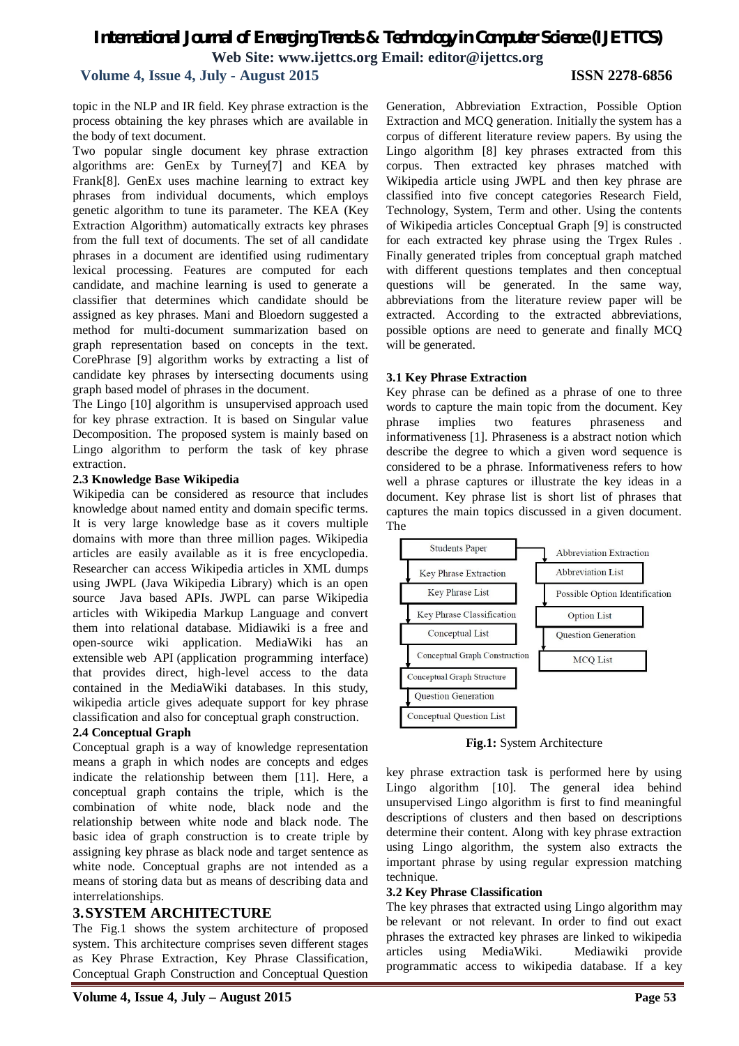topic in the NLP and IR field. Key phrase extraction is the process obtaining the key phrases which are available in the body of text document.

Two popular single document key phrase extraction algorithms are: GenEx by Turney[7] and KEA by Frank[8]. GenEx uses machine learning to extract key phrases from individual documents, which employs genetic algorithm to tune its parameter. The KEA (Key Extraction Algorithm) automatically extracts key phrases from the full text of documents. The set of all candidate phrases in a document are identified using rudimentary lexical processing. Features are computed for each candidate, and machine learning is used to generate a classifier that determines which candidate should be assigned as key phrases. Mani and Bloedorn suggested a method for multi-document summarization based on graph representation based on concepts in the text. CorePhrase [9] algorithm works by extracting a list of candidate key phrases by intersecting documents using graph based model of phrases in the document.

The Lingo [10] algorithm is unsupervised approach used for key phrase extraction. It is based on Singular value Decomposition. The proposed system is mainly based on Lingo algorithm to perform the task of key phrase extraction.

### 2.3 Knowledge Base Wikipedia

Wikipedia can be considered as resource that includes knowledge about named entity and domain specific terms. It is very large knowledge base as it covers multiple domains with more than three million pages. Wikipedia articles are easily available as it is free encyclopedia. Researcher can access Wikipedia articles in XML dumps using JWPL (Java Wikipedia Library) which is an open source Java based APIs. JWPL can parse Wikipedia articles with Wikipedia Markup Language and convert them into relational database. Midiawiki is a free and open-source wiki application. MediaWiki has an extensible web API (application programming interface) that provides direct, high-level access to the data contained in the MediaWiki databases. In this study, wikipedia article gives adequate support for key phrase classification and also for conceptual graph construction.

### 2.4 Conceptual Graph

Conceptual graph is a way of knowledge representation means a graph in which nodes are concepts and edges indicate the relationship between them [11]. Here, a conceptual graph contains the triple, which is the combination of white node, black node and the relationship between white node and black node. The basic idea of graph construction is to create triple by assigning key phrase as black node and target sentence as white node. Conceptual graphs are not intended as a means of storing data but as means of describing data and interrelationships.

## 3. SYSTEM ARCHITECTURE

The Fig.1 shows the system architecture of proposed system. This architecture comprises seven different stages as Key Phrase Extraction, Key Phrase Classification, Conceptual Graph Construction and Conceptual Question Generation, Abbreviation Extraction, Possible Option Extraction and MCQ generation. Initially the system has a corpus of different literature review papers. By using the Lingo algorithm [8] key phrases extracted from this corpus. Then extracted key phrases matched with Wikipedia article using JWPL and then key phrase are classified into five concept categories Research Field, Technology, System, Term and other. Using the contents of Wikipedia articles Conceptual Graph [9] is constructed for each extracted key phrase using the Trgex Rules . Finally generated triples from conceptual graph matched with different questions templates and then conceptual questions will be generated. In the same way, abbreviations from the literature review paper will be extracted. According to the extracted abbreviations, possible options are need to generate and finally MCQ will be generated.

### 3.1 Key Phrase Extraction

Key phrase can be defined as a phrase of one to three words to capture the main topic from the document. Key phrase implies two features phraseness and informativeness [1]. Phraseness is a abstract notion which describe the degree to which a given word sequence is considered to be a phrase. Informativeness refers to how well a phrase captures or illustrate the key ideas in a document. Key phrase list is short list of phrases that captures the main topics discussed in a given document. The key phrase extraction task is performed here by using Lingo algorithm [10]. The general idea behind unsupervised Lingo algorithm is first to find meaningful descriptions of clusters and then based on descriptions determine their content. Along with key phrase extraction using Lingo algorithm, the system also extracts the important phrase by using regular expression matching technique.

Students Paper → Key Phrase Extraction → Key Phrase List → Key Phrase Classification → Conceptual List → Conceptual Graph Construction → Conceptual Graph Structure → Question Generation → Conceptual Question List

Students Paper → Abbreviation Extraction → Abbreviation List → Possible Option Identification → Option List → Question Generation → MCQ List

**Fig.1:** System Architecture

### 3.2 Key Phrase Classification

The key phrases that extracted using Lingo algorithm may be relevant or not relevant. In order to find out exact phrases the extracted key phrases are linked to wikipedia articles using MediaWiki. Mediawiki provide programmatic access to wikipedia database. If a key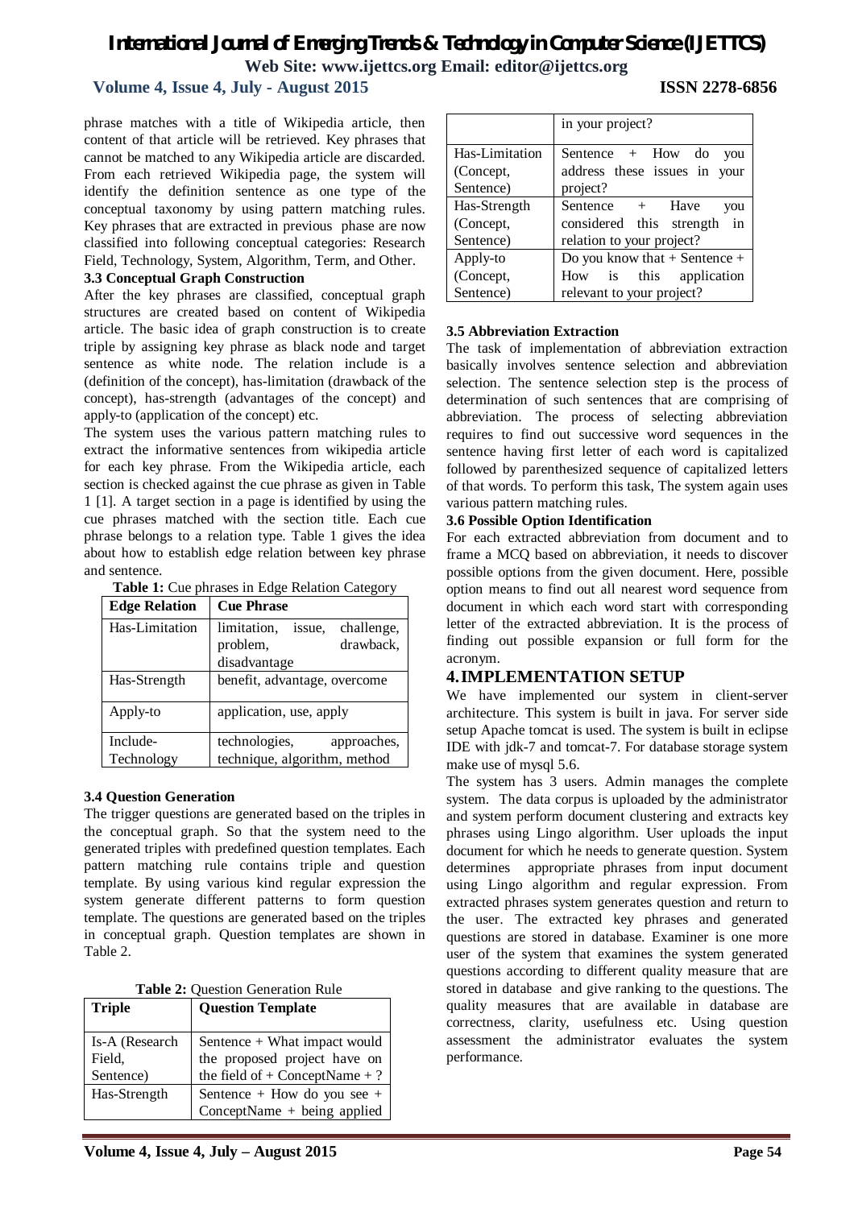phrase matches with a title of Wikipedia article, then content of that article will be retrieved. Key phrases that cannot be matched to any Wikipedia article are discarded. From each retrieved Wikipedia page, the system will identify the definition sentence as one type of the conceptual taxonomy by using pattern matching rules. Key phrases that are extracted in previous phase are now classified into following conceptual categories: Research Field, Technology, System, Algorithm, Term, and Other.

### 3.3 Conceptual Graph Construction

After the key phrases are classified, conceptual graph structures are created based on content of Wikipedia article. The basic idea of graph construction is to create triple by assigning key phrase as black node and target sentence as white node. The relation include is a (definition of the concept), has-limitation (drawback of the concept), has-strength (advantages of the concept) and apply-to (application of the concept) etc.

The system uses the various pattern matching rules to extract the informative sentences from wikipedia article for each key phrase. From the Wikipedia article, each section is checked against the cue phrase as given in Table 1 [1]. A target section in a page is identified by using the cue phrases matched with the section title. Each cue phrase belongs to a relation type. Table 1 gives the idea about how to establish edge relation between key phrase and sentence.

**Table 1:** Cue phrases in Edge Relation Category

| Edge Relation | Cue Phrase |
| --- | --- |
| Has-Limitation | limitation, issue, challenge, problem, drawback, disadvantage |
| Has-Strength | benefit, advantage, overcome |
| Apply-to | application, use, apply |
| Include-Technology | technologies, approaches, technique, algorithm, method |

### 3.4 Question Generation

The trigger questions are generated based on the triples in the conceptual graph. So that the system need to the generated triples with predefined question templates. Each pattern matching rule contains triple and question template. By using various kind regular expression the system generate different patterns to form question template. The questions are generated based on the triples in conceptual graph. Question templates are shown in Table 2.

**Table 2:** Question Generation Rule

| Triple | Question Template |
| --- | --- |
| Is-A (Research Field, Sentence) | Sentence + What impact would the proposed project have on the field of + ConceptName + ? |
| Has-Strength | Sentence + How do you see + ConceptName + being applied in your project? |
| Has-Limitation (Concept, Sentence) | Sentence + How do you address these issues in your project? |
| Has-Strength (Concept, Sentence) | Sentence + Have you considered this strength in relation to your project? |
| Apply-to (Concept, Sentence) | Do you know that + Sentence + How is this application relevant to your project? |

### 3.5 Abbreviation Extraction

The task of implementation of abbreviation extraction basically involves sentence selection and abbreviation selection. The sentence selection step is the process of determination of such sentences that are comprising of abbreviation. The process of selecting abbreviation requires to find out successive word sequences in the sentence having first letter of each word is capitalized followed by parenthesized sequence of capitalized letters of that words. To perform this task, The system again uses various pattern matching rules.

### 3.6 Possible Option Identification

For each extracted abbreviation from document and to frame a MCQ based on abbreviation, it needs to discover possible options from the given document. Here, possible option means to find out all nearest word sequence from document in which each word start with corresponding letter of the extracted abbreviation. It is the process of finding out possible expansion or full form for the acronym.

## 4. IMPLEMENTATION SETUP

We have implemented our system in client-server architecture. This system is built in java. For server side setup Apache tomcat is used. The system is built in eclipse IDE with jdk-7 and tomcat-7. For database storage system make use of mysql 5.6.

The system has 3 users. Admin manages the complete system. The data corpus is uploaded by the administrator and system perform document clustering and extracts key phrases using Lingo algorithm. User uploads the input document for which he needs to generate question. System determines appropriate phrases from input document using Lingo algorithm and regular expression. From extracted phrases system generates question and return to the user. The extracted key phrases and generated questions are stored in database. Examiner is one more user of the system that examines the system generated questions according to different quality measure that are stored in database and give ranking to the questions. The quality measures that are available in database are correctness, clarity, usefulness etc. Using question assessment the administrator evaluates the system performance.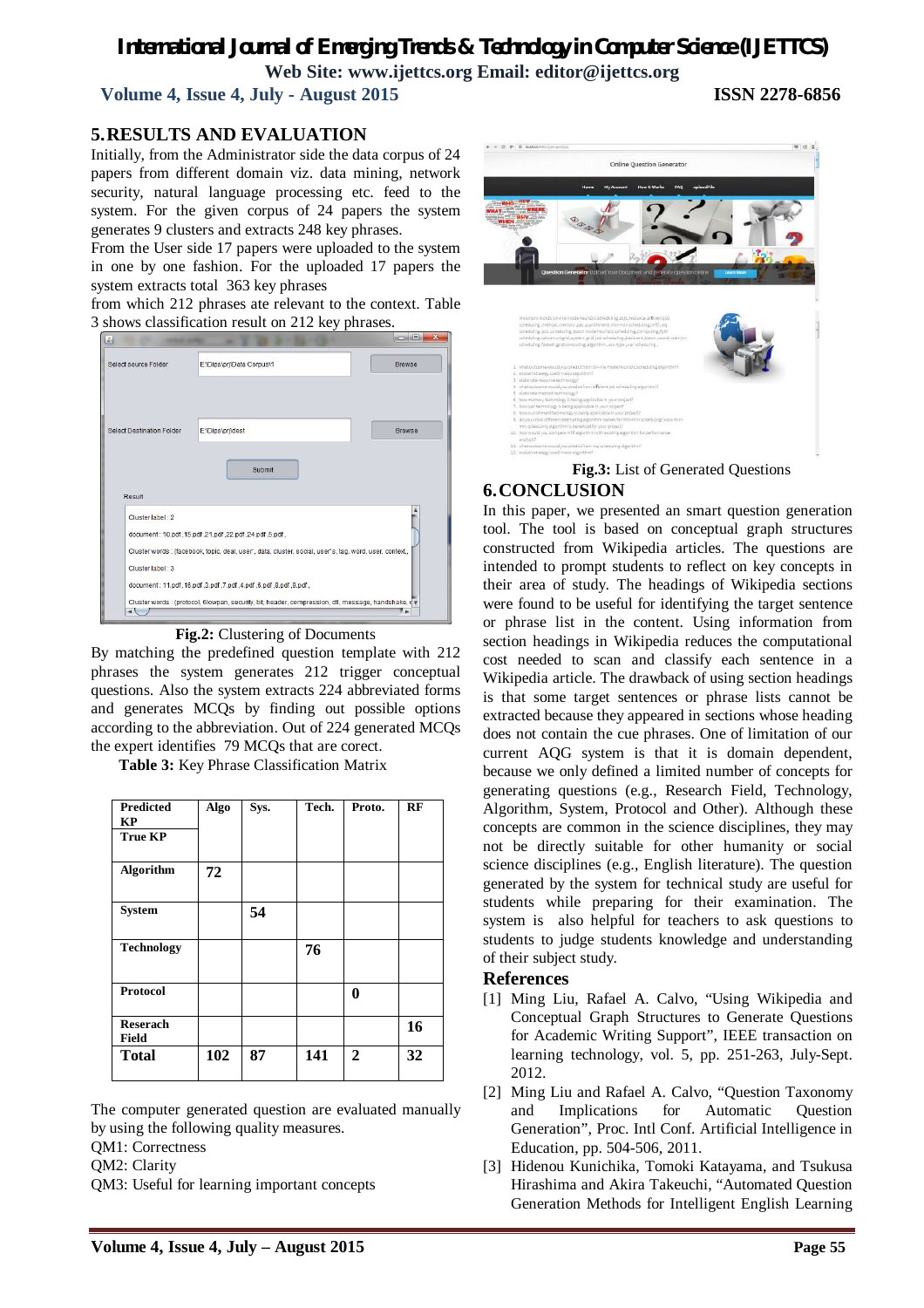## 5. RESULTS AND EVALUATION

Initially, from the Administrator side the data corpus of 24 papers from different domain viz. data mining, network security, natural language processing etc. feed to the system. For the given corpus of 24 papers the system generates 9 clusters and extracts 248 key phrases.

From the User side 17 papers were uploaded to the system in one by one fashion. For the uploaded 17 papers the system extracts total 363 key phrases from which 212 phrases ate relevant to the context. Table 3 shows classification result on 212 key phrases.

**Fig.2:** Clustering of Documents

By matching the predefined question template with 212 phrases the system generates 212 trigger conceptual questions. Also the system extracts 224 abbreviated forms and generates MCQs by finding out possible options according to the abbreviation. Out of 224 generated MCQs the expert identifies 79 MCQs that are corect.

**Table 3:** Key Phrase Classification Matrix

| Predicted KP / True KP | Algo | Sys. | Tech. | Proto. | RF |
|---|---|---|---|---|---|
| **Algorithm** | **72** | | | | |
| **System** | | **54** | | | |
| **Technology** | | | **76** | | |
| **Protocol** | | | | **0** | |
| **Reserach Field** | | | | | **16** |
| **Total** | **102** | **87** | **141** | **2** | **32** |

The computer generated question are evaluated manually by using the following quality measures.

QM1: Correctness

QM2: Clarity

QM3: Useful for learning important concepts

**Fig.3:** List of Generated Questions

## 6. CONCLUSION

In this paper, we presented an smart question generation tool. The tool is based on conceptual graph structures constructed from Wikipedia articles. The questions are intended to prompt students to reflect on key concepts in their area of study. The headings of Wikipedia sections were found to be useful for identifying the target sentence or phrase list in the content. Using information from section headings in Wikipedia reduces the computational cost needed to scan and classify each sentence in a Wikipedia article. The drawback of using section headings is that some target sentences or phrase lists cannot be extracted because they appeared in sections whose heading does not contain the cue phrases. One of limitation of our current AQG system is that it is domain dependent, because we only defined a limited number of concepts for generating questions (e.g., Research Field, Technology, Algorithm, System, Protocol and Other). Although these concepts are common in the science disciplines, they may not be directly suitable for other humanity or social science disciplines (e.g., English literature). The question generated by the system for technical study are useful for students while preparing for their examination. The system is also helpful for teachers to ask questions to students to judge students knowledge and understanding of their subject study.

## References

[1] Ming Liu, Rafael A. Calvo, "Using Wikipedia and Conceptual Graph Structures to Generate Questions for Academic Writing Support", IEEE transaction on learning technology, vol. 5, pp. 251-263, July-Sept. 2012.

[2] Ming Liu and Rafael A. Calvo, "Question Taxonomy and Implications for Automatic Question Generation", Proc. Intl Conf. Artificial Intelligence in Education, pp. 504-506, 2011.

[3] Hidenou Kunichika, Tomoki Katayama, and Tsukusa Hirashima and Akira Takeuchi, "Automated Question Generation Methods for Intelligent English Learning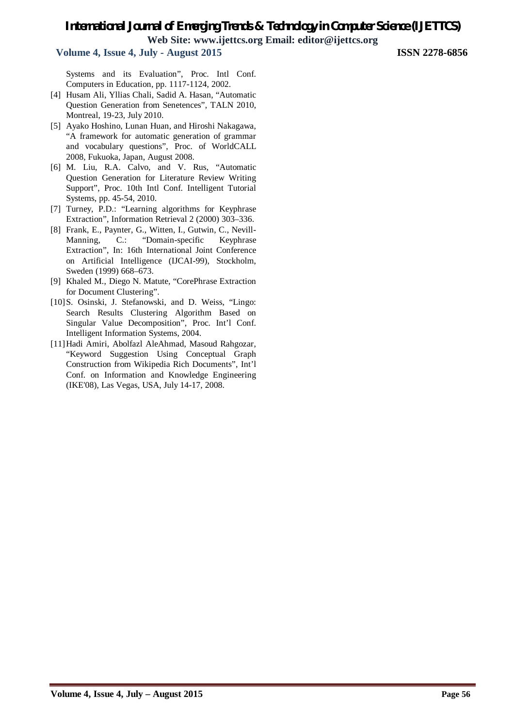Systems and its Evaluation", Proc. Intl Conf. Computers in Education, pp. 1117-1124, 2002.

[4] Husam Ali, Yllias Chali, Sadid A. Hasan, "Automatic Question Generation from Senetences", TALN 2010, Montreal, 19-23, July 2010.

[5] Ayako Hoshino, Lunan Huan, and Hiroshi Nakagawa, "A framework for automatic generation of grammar and vocabulary questions", Proc. of WorldCALL 2008, Fukuoka, Japan, August 2008.

[6] M. Liu, R.A. Calvo, and V. Rus, "Automatic Question Generation for Literature Review Writing Support", Proc. 10th Intl Conf. Intelligent Tutorial Systems, pp. 45-54, 2010.

[7] Turney, P.D.: "Learning algorithms for Keyphrase Extraction", Information Retrieval 2 (2000) 303–336.

[8] Frank, E., Paynter, G., Witten, I., Gutwin, C., Nevill-Manning, C.: "Domain-specific Keyphrase Extraction", In: 16th International Joint Conference on Artificial Intelligence (IJCAI-99), Stockholm, Sweden (1999) 668–673.

[9] Khaled M., Diego N. Matute, "CorePhrase Extraction for Document Clustering".

[10] S. Osinski, J. Stefanowski, and D. Weiss, "Lingo: Search Results Clustering Algorithm Based on Singular Value Decomposition", Proc. Int'l Conf. Intelligent Information Systems, 2004.

[11] Hadi Amiri, Abolfazl AleAhmad, Masoud Rahgozar, "Keyword Suggestion Using Conceptual Graph Construction from Wikipedia Rich Documents", Int'l Conf. on Information and Knowledge Engineering (IKE'08), Las Vegas, USA, July 14-17, 2008.